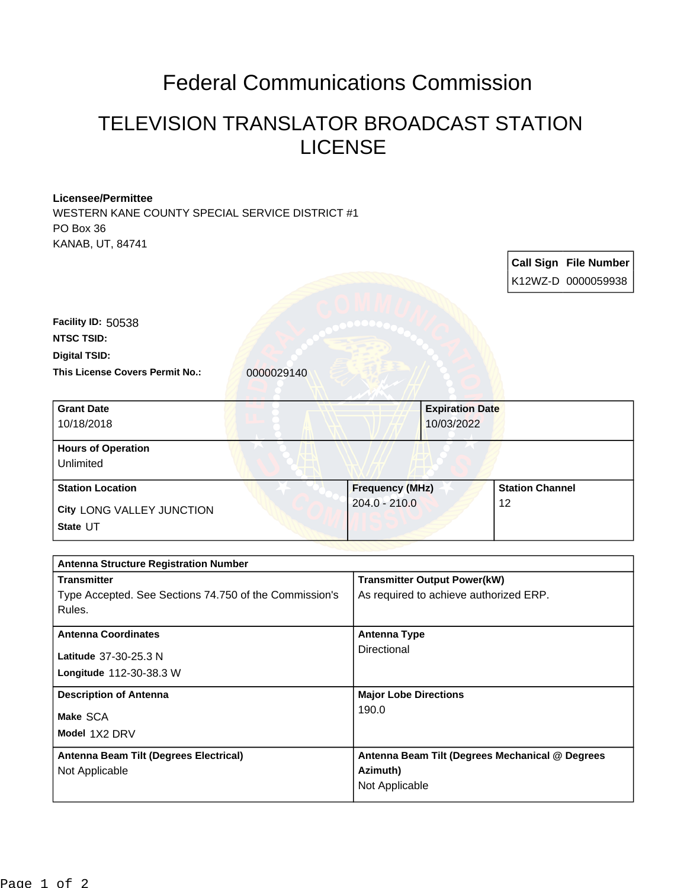# Federal Communications Commission

## TELEVISION TRANSLATOR BROADCAST STATION LICENSE

**Licensee/Permittee**
WESTERN KANE COUNTY SPECIAL SERVICE DISTRICT #1
PO Box 36
KANAB, UT, 84741

| Call Sign | File Number |
|---|---|
| K12WZ-D | 0000059938 |

**Facility ID:** 50538
**NTSC TSID:**
**Digital TSID:**
**This License Covers Permit No.:** 0000029140

| Grant Date | Expiration Date |
|---|---|
| 10/18/2018 | 10/03/2022 |

| Hours of Operation |
|---|
| Unlimited |

| Station Location | Frequency (MHz) | Station Channel |
|---|---|---|
| City LONG VALLEY JUNCTION<br>State UT | 204.0 - 210.0 | 12 |

| Antenna Structure Registration Number | |
|---|---|
| **Transmitter**<br>Type Accepted. See Sections 74.750 of the Commission's Rules. | **Transmitter Output Power(kW)**<br>As required to achieve authorized ERP. |
| **Antenna Coordinates**<br>Latitude 37-30-25.3 N<br>Longitude 112-30-38.3 W | **Antenna Type**<br>Directional |
| **Description of Antenna**<br>Make SCA<br>Model 1X2 DRV | **Major Lobe Directions**<br>190.0 |
| **Antenna Beam Tilt (Degrees Electrical)**<br>Not Applicable | **Antenna Beam Tilt (Degrees Mechanical @ Degrees Azimuth)**<br>Not Applicable |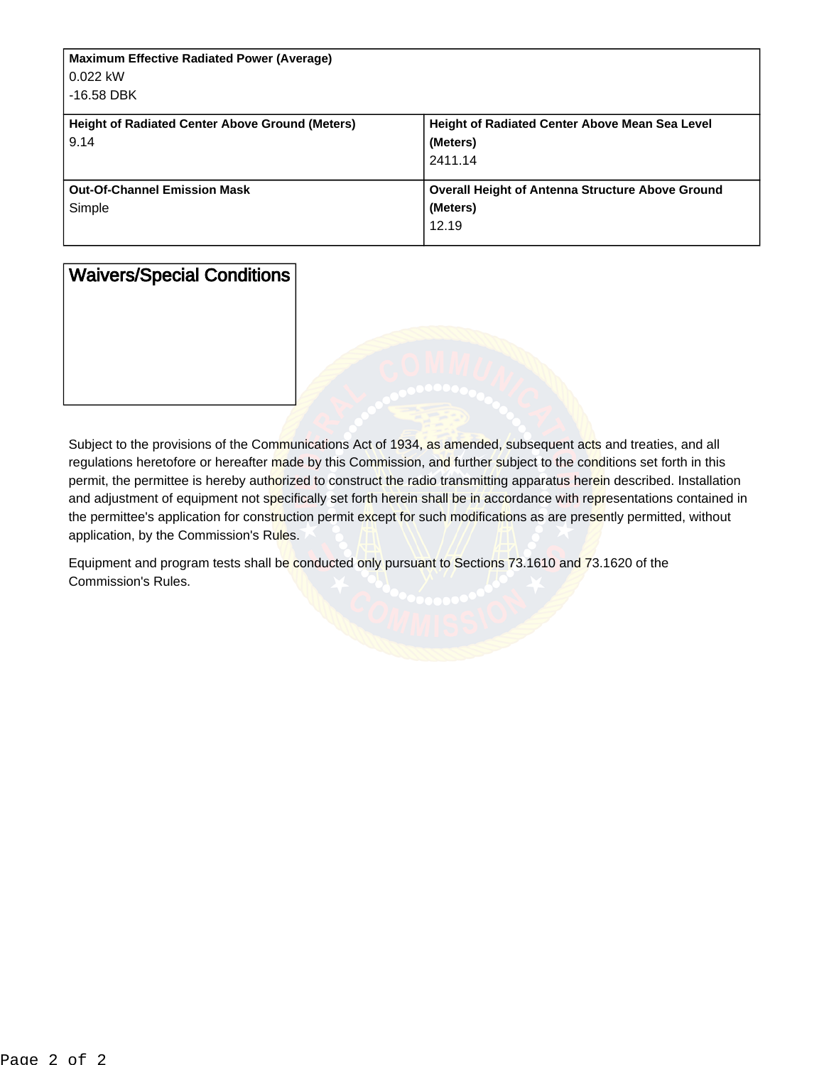| | |
|---|---|
| **Maximum Effective Radiated Power (Average)**<br>0.022 kW<br>-16.58 DBK | |
| **Height of Radiated Center Above Ground (Meters)**<br>9.14 | **Height of Radiated Center Above Mean Sea Level (Meters)**<br>2411.14 |
| **Out-Of-Channel Emission Mask**<br>Simple | **Overall Height of Antenna Structure Above Ground (Meters)**<br>12.19 |

## Waivers/Special Conditions

Subject to the provisions of the Communications Act of 1934, as amended, subsequent acts and treaties, and all regulations heretofore or hereafter made by this Commission, and further subject to the conditions set forth in this permit, the permittee is hereby authorized to construct the radio transmitting apparatus herein described. Installation and adjustment of equipment not specifically set forth herein shall be in accordance with representations contained in the permittee's application for construction permit except for such modifications as are presently permitted, without application, by the Commission's Rules.

Equipment and program tests shall be conducted only pursuant to Sections 73.1610 and 73.1620 of the Commission's Rules.